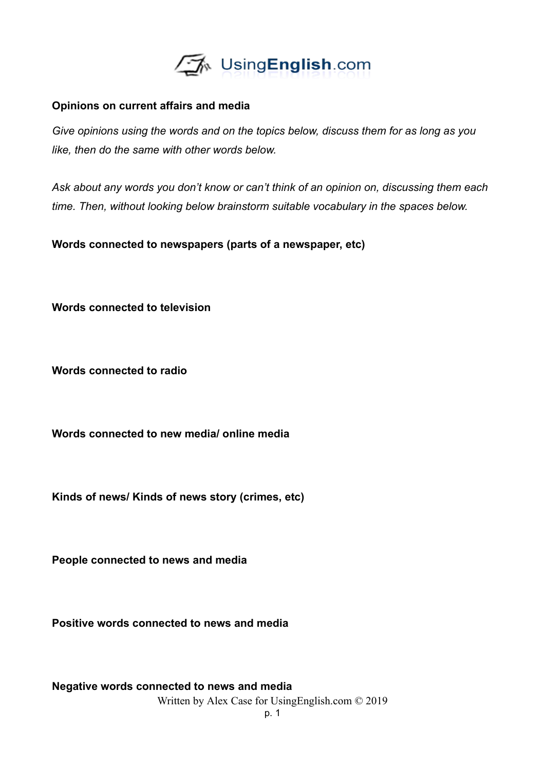**Opinions on current affairs and media**

*Give opinions using the words and on the topics below, discuss them for as long as you like, then do the same with other words below.*

*Ask about any words you don't know or can't think of an opinion on, discussing them each time. Then, without looking below brainstorm suitable vocabulary in the spaces below.*

**Words connected to newspapers (parts of a newspaper, etc)**

**Words connected to television**

**Words connected to radio**

**Words connected to new media/ online media**

**Kinds of news/ Kinds of news story (crimes, etc)**

**People connected to news and media**

**Positive words connected to news and media**

**Negative words connected to news and media**

Written by Alex Case for UsingEnglish.com © 2019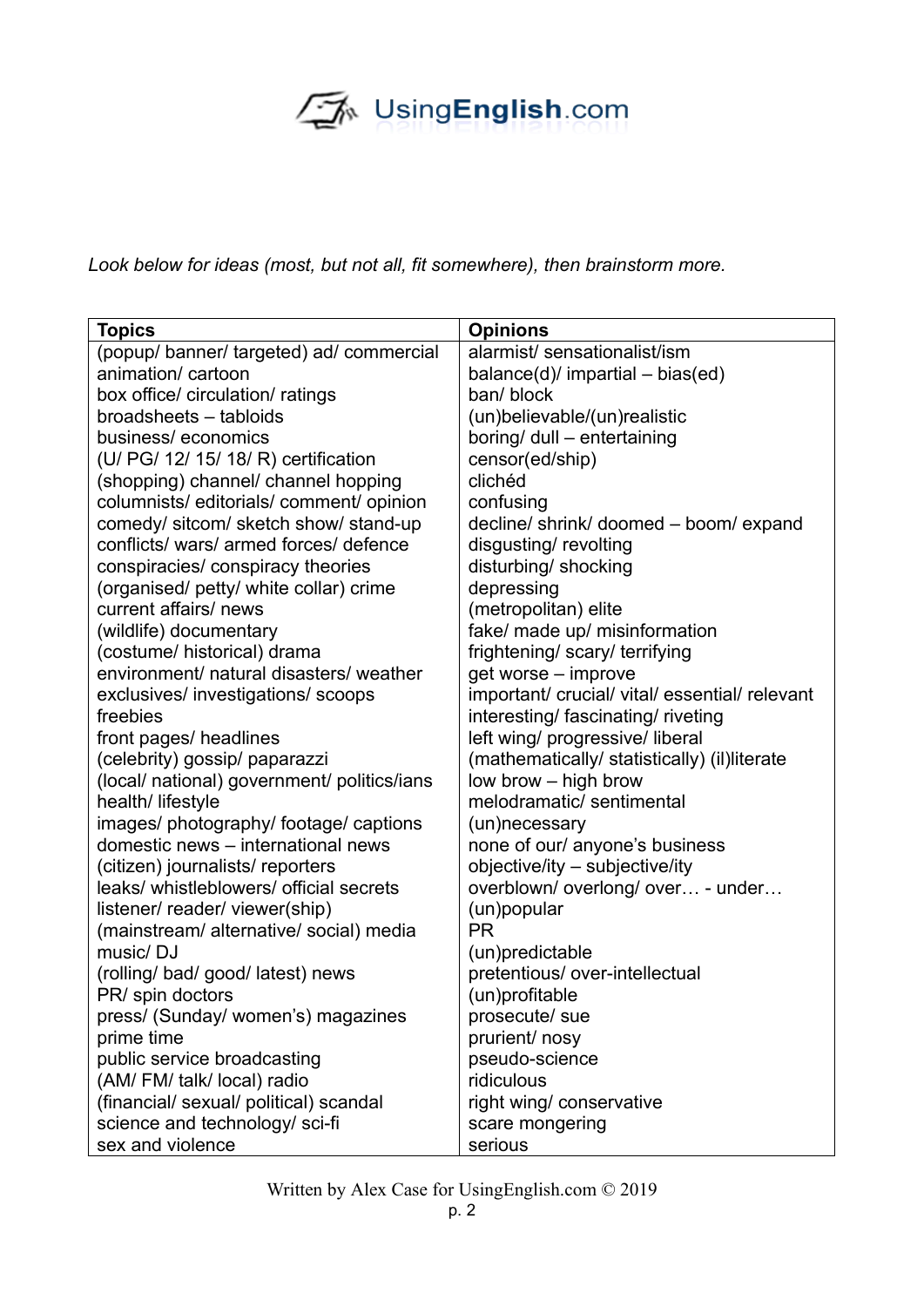*Look below for ideas (most, but not all, fit somewhere), then brainstorm more.*

| Topics | Opinions |
|---|---|
| (popup/ banner/ targeted) ad/ commercial | alarmist/ sensationalist/ism |
| animation/ cartoon | balance(d)/ impartial – bias(ed) |
| box office/ circulation/ ratings | ban/ block |
| broadsheets – tabloids | (un)believable/(un)realistic |
| business/ economics | boring/ dull – entertaining |
| (U/ PG/ 12/ 15/ 18/ R) certification | censor(ed/ship) |
| (shopping) channel/ channel hopping | clichéd |
| columnists/ editorials/ comment/ opinion | confusing |
| comedy/ sitcom/ sketch show/ stand-up | decline/ shrink/ doomed – boom/ expand |
| conflicts/ wars/ armed forces/ defence | disgusting/ revolting |
| conspiracies/ conspiracy theories | disturbing/ shocking |
| (organised/ petty/ white collar) crime | depressing |
| current affairs/ news | (metropolitan) elite |
| (wildlife) documentary | fake/ made up/ misinformation |
| (costume/ historical) drama | frightening/ scary/ terrifying |
| environment/ natural disasters/ weather | get worse – improve |
| exclusives/ investigations/ scoops | important/ crucial/ vital/ essential/ relevant |
| freebies | interesting/ fascinating/ riveting |
| front pages/ headlines | left wing/ progressive/ liberal |
| (celebrity) gossip/ paparazzi | (mathematically/ statistically) (il)literate |
| (local/ national) government/ politics/ians | low brow – high brow |
| health/ lifestyle | melodramatic/ sentimental |
| images/ photography/ footage/ captions | (un)necessary |
| domestic news – international news | none of our/ anyone's business |
| (citizen) journalists/ reporters | objective/ity – subjective/ity |
| leaks/ whistleblowers/ official secrets | overblown/ overlong/ over… - under… |
| listener/ reader/ viewer(ship) | (un)popular |
| (mainstream/ alternative/ social) media | PR |
| music/ DJ | (un)predictable |
| (rolling/ bad/ good/ latest) news | pretentious/ over-intellectual |
| PR/ spin doctors | (un)profitable |
| press/ (Sunday/ women's) magazines | prosecute/ sue |
| prime time | prurient/ nosy |
| public service broadcasting | pseudo-science |
| (AM/ FM/ talk/ local) radio | ridiculous |
| (financial/ sexual/ political) scandal | right wing/ conservative |
| science and technology/ sci-fi | scare mongering |
| sex and violence | serious |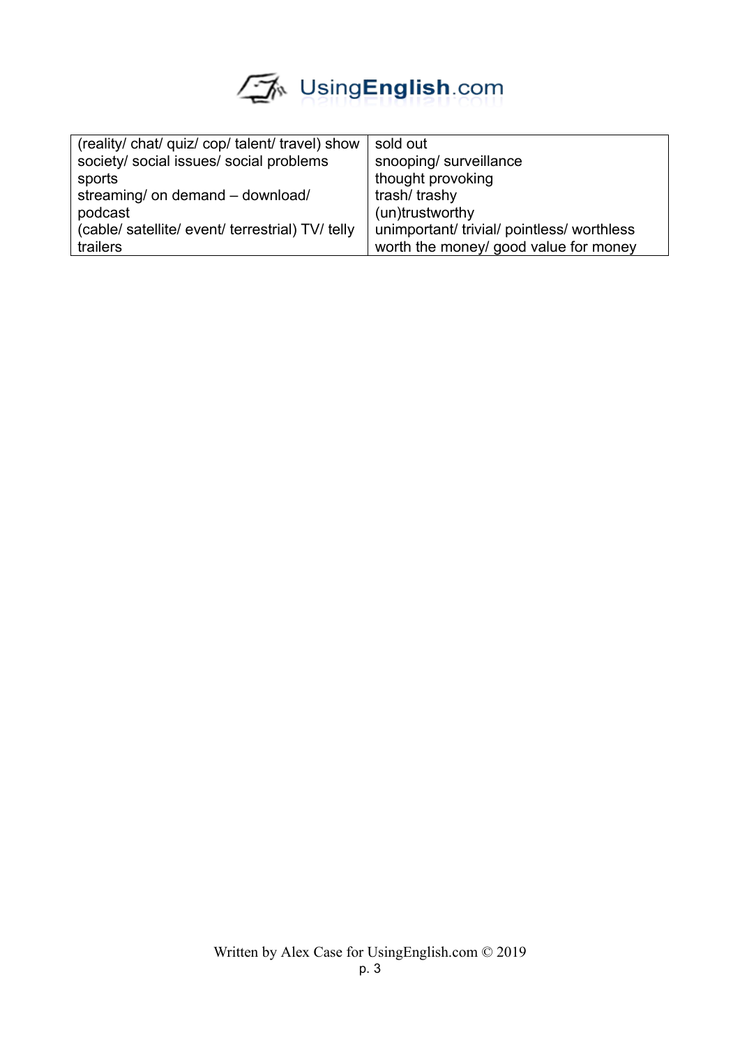| | |
|---|---|
| (reality/ chat/ quiz/ cop/ talent/ travel) show | sold out |
| society/ social issues/ social problems | snooping/ surveillance |
| sports | thought provoking |
| streaming/ on demand – download/ | trash/ trashy |
| podcast | (un)trustworthy |
| (cable/ satellite/ event/ terrestrial) TV/ telly | unimportant/ trivial/ pointless/ worthless |
| trailers | worth the money/ good value for money |